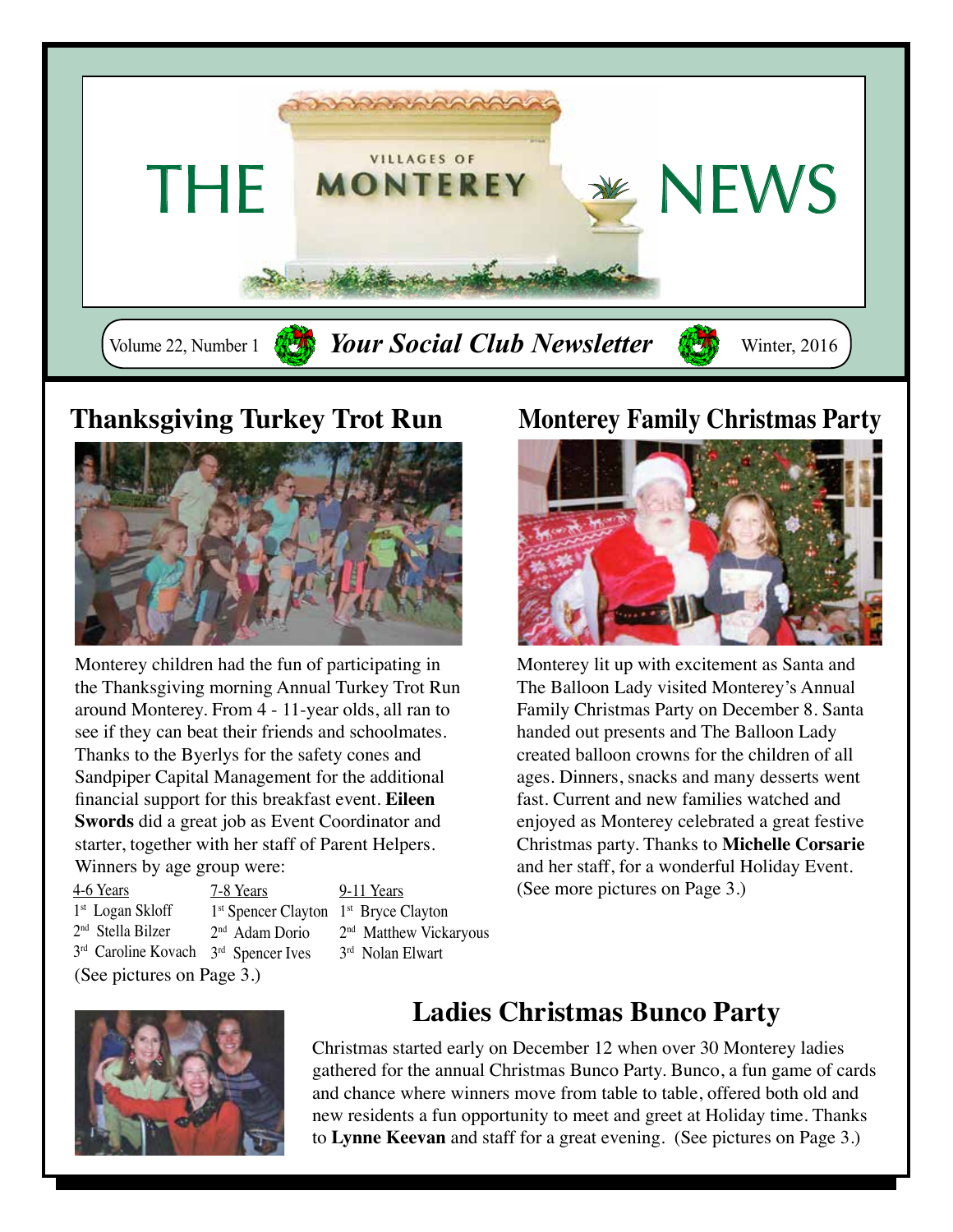# THE VILLAGES OF MONTEREY NEWS

Volume 22, Number 1 — ***Your Social Club Newsletter*** — Winter, 2016

## Thanksgiving Turkey Trot Run

Monterey children had the fun of participating in the Thanksgiving morning Annual Turkey Trot Run around Monterey. From 4 - 11-year olds, all ran to see if they can beat their friends and schoolmates. Thanks to the Byerlys for the safety cones and Sandpiper Capital Management for the additional financial support for this breakfast event. **Eileen Swords** did a great job as Event Coordinator and starter, together with her staff of Parent Helpers. Winners by age group were:

| 4-6 Years | 7-8 Years | 9-11 Years |
|---|---|---|
| 1st Logan Skloff | 1st Spencer Clayton | 1st Bryce Clayton |
| 2nd Stella Bilzer | 2nd Adam Dorio | 2nd Matthew Vickaryous |
| 3rd Caroline Kovach | 3rd Spencer Ives | 3rd Nolan Elwart |

(See pictures on Page 3.)

## Monterey Family Christmas Party

Monterey lit up with excitement as Santa and The Balloon Lady visited Monterey's Annual Family Christmas Party on December 8. Santa handed out presents and The Balloon Lady created balloon crowns for the children of all ages. Dinners, snacks and many desserts went fast. Current and new families watched and enjoyed as Monterey celebrated a great festive Christmas party. Thanks to **Michelle Corsarie** and her staff, for a wonderful Holiday Event. (See more pictures on Page 3.)

## Ladies Christmas Bunco Party

Christmas started early on December 12 when over 30 Monterey ladies gathered for the annual Christmas Bunco Party. Bunco, a fun game of cards and chance where winners move from table to table, offered both old and new residents a fun opportunity to meet and greet at Holiday time. Thanks to **Lynne Keevan** and staff for a great evening. (See pictures on Page 3.)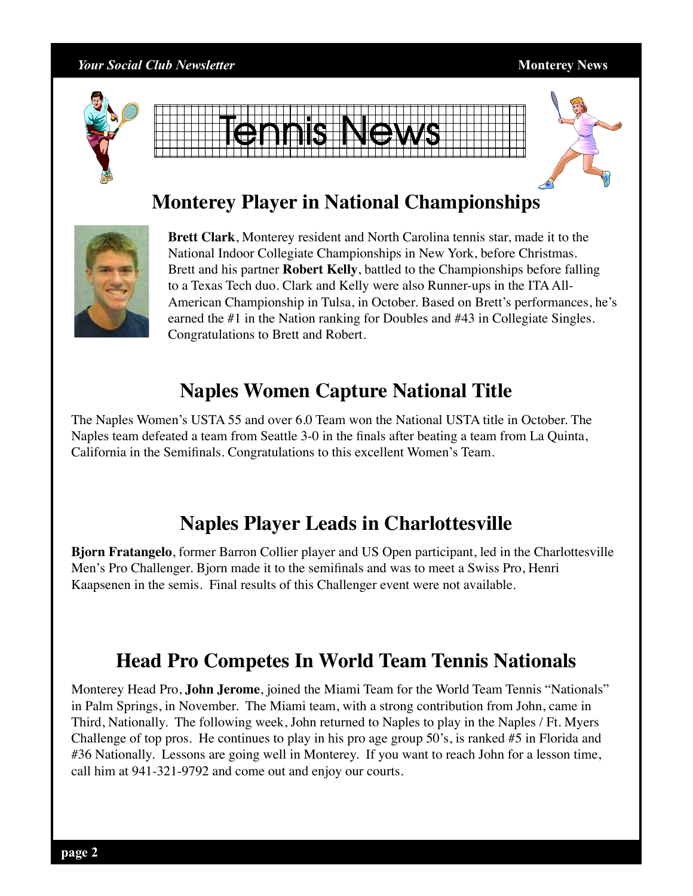# Tennis News

## Monterey Player in National Championships

**Brett Clark**, Monterey resident and North Carolina tennis star, made it to the National Indoor Collegiate Championships in New York, before Christmas. Brett and his partner **Robert Kelly**, battled to the Championships before falling to a Texas Tech duo. Clark and Kelly were also Runner-ups in the ITA All-American Championship in Tulsa, in October. Based on Brett's performances, he's earned the #1 in the Nation ranking for Doubles and #43 in Collegiate Singles. Congratulations to Brett and Robert.

## Naples Women Capture National Title

The Naples Women's USTA 55 and over 6.0 Team won the National USTA title in October. The Naples team defeated a team from Seattle 3-0 in the finals after beating a team from La Quinta, California in the Semifinals. Congratulations to this excellent Women's Team.

## Naples Player Leads in Charlottesville

**Bjorn Fratangelo**, former Barron Collier player and US Open participant, led in the Charlottesville Men's Pro Challenger. Bjorn made it to the semifinals and was to meet a Swiss Pro, Henri Kaapsenen in the semis. Final results of this Challenger event were not available.

## Head Pro Competes In World Team Tennis Nationals

Monterey Head Pro, **John Jerome**, joined the Miami Team for the World Team Tennis "Nationals" in Palm Springs, in November. The Miami team, with a strong contribution from John, came in Third, Nationally. The following week, John returned to Naples to play in the Naples / Ft. Myers Challenge of top pros. He continues to play in his pro age group 50's, is ranked #5 in Florida and #36 Nationally. Lessons are going well in Monterey. If you want to reach John for a lesson time, call him at 941-321-9792 and come out and enjoy our courts.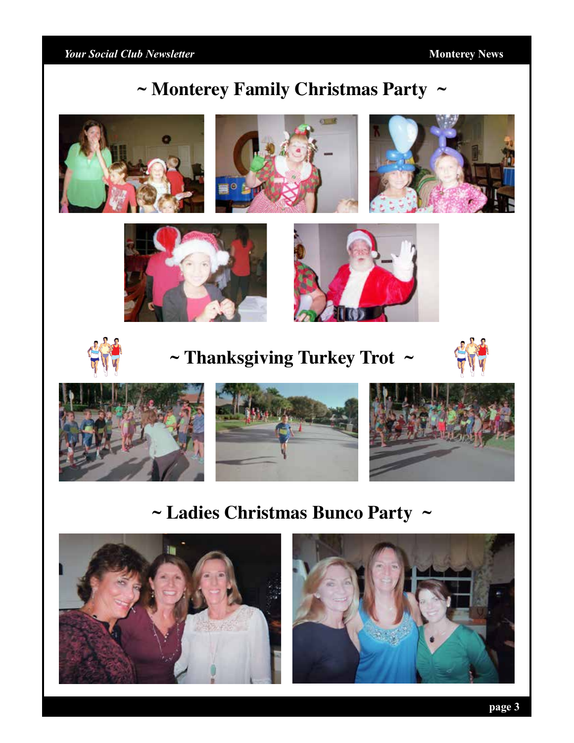## ~ Monterey Family Christmas Party ~

## ~ Thanksgiving Turkey Trot ~

## ~ Ladies Christmas Bunco Party ~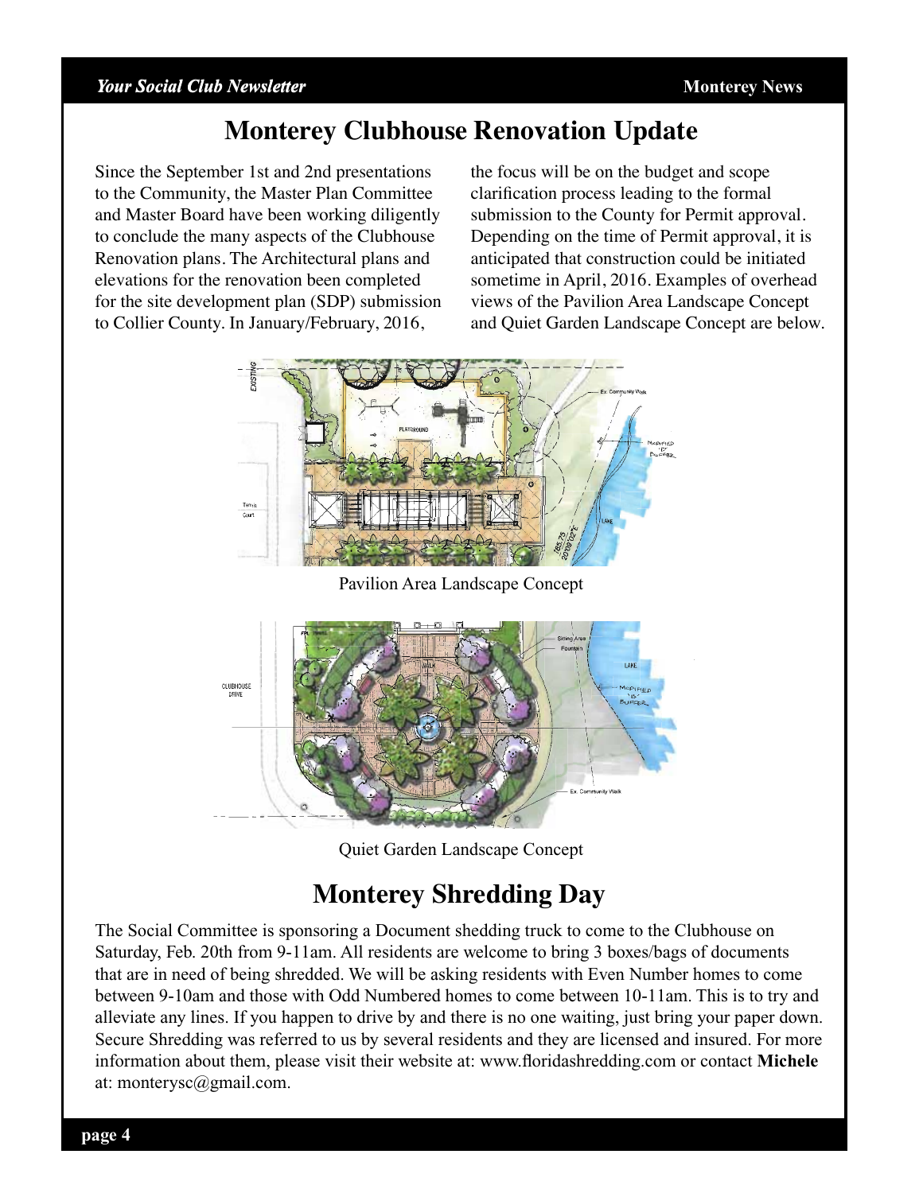# Monterey Clubhouse Renovation Update

Since the September 1st and 2nd presentations to the Community, the Master Plan Committee and Master Board have been working diligently to conclude the many aspects of the Clubhouse Renovation plans. The Architectural plans and elevations for the renovation been completed for the site development plan (SDP) submission to Collier County. In January/February, 2016, the focus will be on the budget and scope clarification process leading to the formal submission to the County for Permit approval. Depending on the time of Permit approval, it is anticipated that construction could be initiated sometime in April, 2016. Examples of overhead views of the Pavilion Area Landscape Concept and Quiet Garden Landscape Concept are below.

Pavilion Area Landscape Concept

Quiet Garden Landscape Concept

# Monterey Shredding Day

The Social Committee is sponsoring a Document shedding truck to come to the Clubhouse on Saturday, Feb. 20th from 9-11am. All residents are welcome to bring 3 boxes/bags of documents that are in need of being shredded. We will be asking residents with Even Number homes to come between 9-10am and those with Odd Numbered homes to come between 10-11am. This is to try and alleviate any lines. If you happen to drive by and there is no one waiting, just bring your paper down. Secure Shredding was referred to us by several residents and they are licensed and insured. For more information about them, please visit their website at: www.floridashredding.com or contact **Michele** at: monterysc@gmail.com.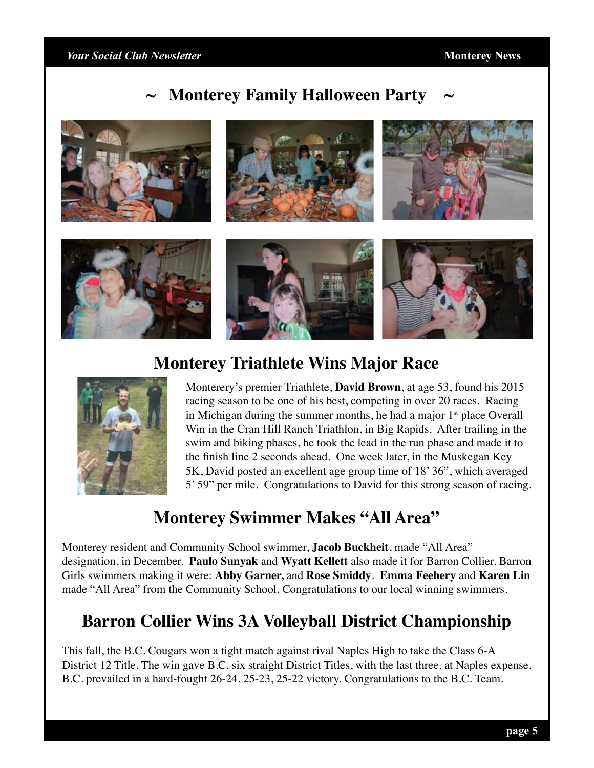## ~ Monterey Family Halloween Party ~

## Monterey Triathlete Wins Major Race

Monterery's premier Triathlete, **David Brown**, at age 53, found his 2015 racing season to be one of his best, competing in over 20 races. Racing in Michigan during the summer months, he had a major 1st place Overall Win in the Cran Hill Ranch Triathlon, in Big Rapids. After trailing in the swim and biking phases, he took the lead in the run phase and made it to the finish line 2 seconds ahead. One week later, in the Muskegan Key 5K, David posted an excellent age group time of 18' 36", which averaged 5' 59" per mile. Congratulations to David for this strong season of racing.

## Monterey Swimmer Makes "All Area"

Monterey resident and Community School swimmer, **Jacob Buckheit**, made "All Area" designation, in December. **Paulo Sunyak** and **Wyatt Kellett** also made it for Barron Collier. Barron Girls swimmers making it were: **Abby Garner,** and **Rose Smiddy**. **Emma Feehery** and **Karen Lin** made "All Area" from the Community School. Congratulations to our local winning swimmers.

## Barron Collier Wins 3A Volleyball District Championship

This fall, the B.C. Cougars won a tight match against rival Naples High to take the Class 6-A District 12 Title. The win gave B.C. six straight District Titles, with the last three, at Naples expense. B.C. prevailed in a hard-fought 26-24, 25-23, 25-22 victory. Congratulations to the B.C. Team.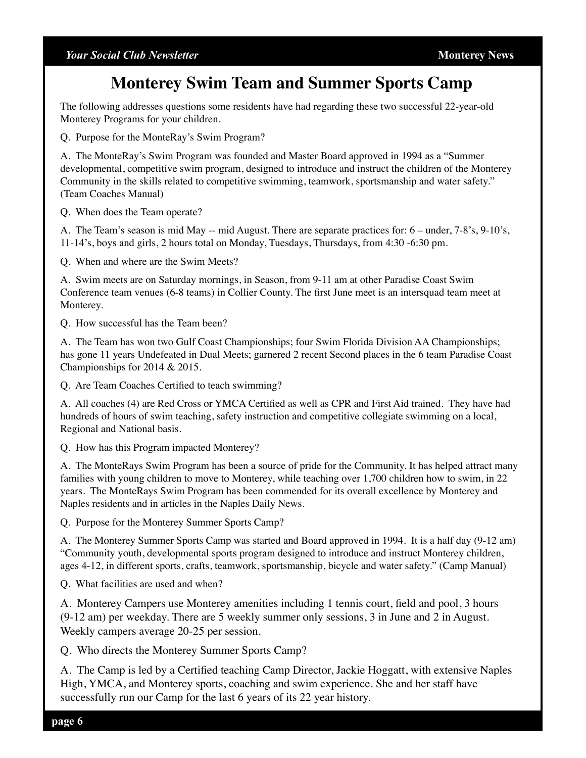# Monterey Swim Team and Summer Sports Camp

The following addresses questions some residents have had regarding these two successful 22-year-old Monterey Programs for your children.

Q. Purpose for the MonteRay's Swim Program?

A. The MonteRay's Swim Program was founded and Master Board approved in 1994 as a "Summer developmental, competitive swim program, designed to introduce and instruct the children of the Monterey Community in the skills related to competitive swimming, teamwork, sportsmanship and water safety." (Team Coaches Manual)

Q. When does the Team operate?

A. The Team's season is mid May -- mid August. There are separate practices for: 6 – under, 7-8's, 9-10's, 11-14's, boys and girls, 2 hours total on Monday, Tuesdays, Thursdays, from 4:30 -6:30 pm.

Q. When and where are the Swim Meets?

A. Swim meets are on Saturday mornings, in Season, from 9-11 am at other Paradise Coast Swim Conference team venues (6-8 teams) in Collier County. The first June meet is an intersquad team meet at Monterey.

Q. How successful has the Team been?

A. The Team has won two Gulf Coast Championships; four Swim Florida Division AA Championships; has gone 11 years Undefeated in Dual Meets; garnered 2 recent Second places in the 6 team Paradise Coast Championships for 2014 & 2015.

Q. Are Team Coaches Certified to teach swimming?

A. All coaches (4) are Red Cross or YMCA Certified as well as CPR and First Aid trained. They have had hundreds of hours of swim teaching, safety instruction and competitive collegiate swimming on a local, Regional and National basis.

Q. How has this Program impacted Monterey?

A. The MonteRays Swim Program has been a source of pride for the Community. It has helped attract many families with young children to move to Monterey, while teaching over 1,700 children how to swim, in 22 years. The MonteRays Swim Program has been commended for its overall excellence by Monterey and Naples residents and in articles in the Naples Daily News.

Q. Purpose for the Monterey Summer Sports Camp?

A. The Monterey Summer Sports Camp was started and Board approved in 1994. It is a half day (9-12 am) "Community youth, developmental sports program designed to introduce and instruct Monterey children, ages 4-12, in different sports, crafts, teamwork, sportsmanship, bicycle and water safety." (Camp Manual)

Q. What facilities are used and when?

A. Monterey Campers use Monterey amenities including 1 tennis court, field and pool, 3 hours (9-12 am) per weekday. There are 5 weekly summer only sessions, 3 in June and 2 in August. Weekly campers average 20-25 per session.

Q. Who directs the Monterey Summer Sports Camp?

A. The Camp is led by a Certified teaching Camp Director, Jackie Hoggatt, with extensive Naples High, YMCA, and Monterey sports, coaching and swim experience. She and her staff have successfully run our Camp for the last 6 years of its 22 year history.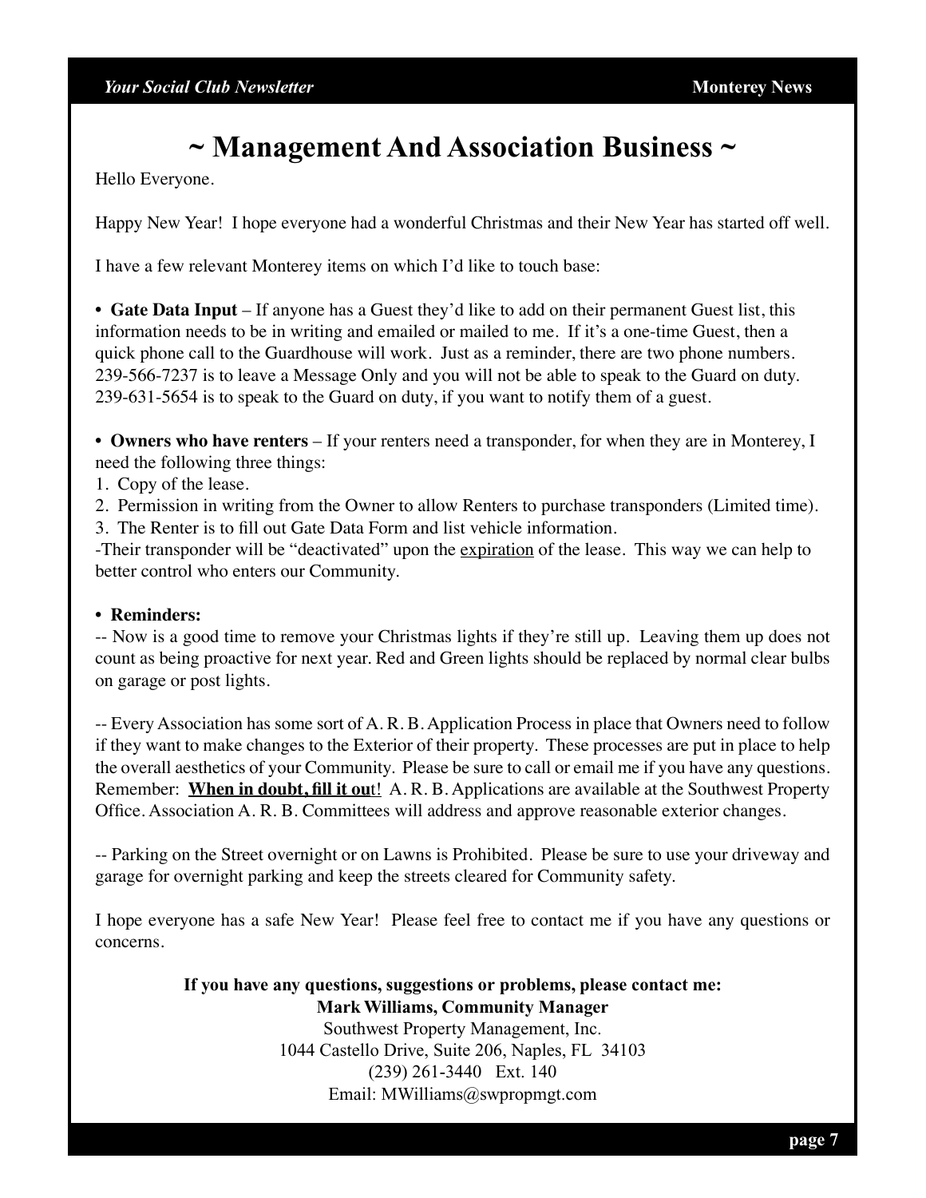# ~ Management And Association Business ~

Hello Everyone.

Happy New Year! I hope everyone had a wonderful Christmas and their New Year has started off well.

I have a few relevant Monterey items on which I'd like to touch base:

• **Gate Data Input** – If anyone has a Guest they'd like to add on their permanent Guest list, this information needs to be in writing and emailed or mailed to me. If it's a one-time Guest, then a quick phone call to the Guardhouse will work. Just as a reminder, there are two phone numbers. 239-566-7237 is to leave a Message Only and you will not be able to speak to the Guard on duty. 239-631-5654 is to speak to the Guard on duty, if you want to notify them of a guest.

• **Owners who have renters** – If your renters need a transponder, for when they are in Monterey, I need the following three things:

1. Copy of the lease.
2. Permission in writing from the Owner to allow Renters to purchase transponders (Limited time).
3. The Renter is to fill out Gate Data Form and list vehicle information.

-Their transponder will be "deactivated" upon the <u>expiration</u> of the lease. This way we can help to better control who enters our Community.

• **Reminders:**

-- Now is a good time to remove your Christmas lights if they're still up. Leaving them up does not count as being proactive for next year. Red and Green lights should be replaced by normal clear bulbs on garage or post lights.

-- Every Association has some sort of A. R. B. Application Process in place that Owners need to follow if they want to make changes to the Exterior of their property. These processes are put in place to help the overall aesthetics of your Community. Please be sure to call or email me if you have any questions. Remember: **<u>When in doubt, fill it out</u>**! A. R. B. Applications are available at the Southwest Property Office. Association A. R. B. Committees will address and approve reasonable exterior changes.

-- Parking on the Street overnight or on Lawns is Prohibited. Please be sure to use your driveway and garage for overnight parking and keep the streets cleared for Community safety.

I hope everyone has a safe New Year! Please feel free to contact me if you have any questions or concerns.

**If you have any questions, suggestions or problems, please contact me:**
**Mark Williams, Community Manager**
Southwest Property Management, Inc.
1044 Castello Drive, Suite 206, Naples, FL 34103
(239) 261-3440 Ext. 140
Email: MWilliams@swpropmgt.com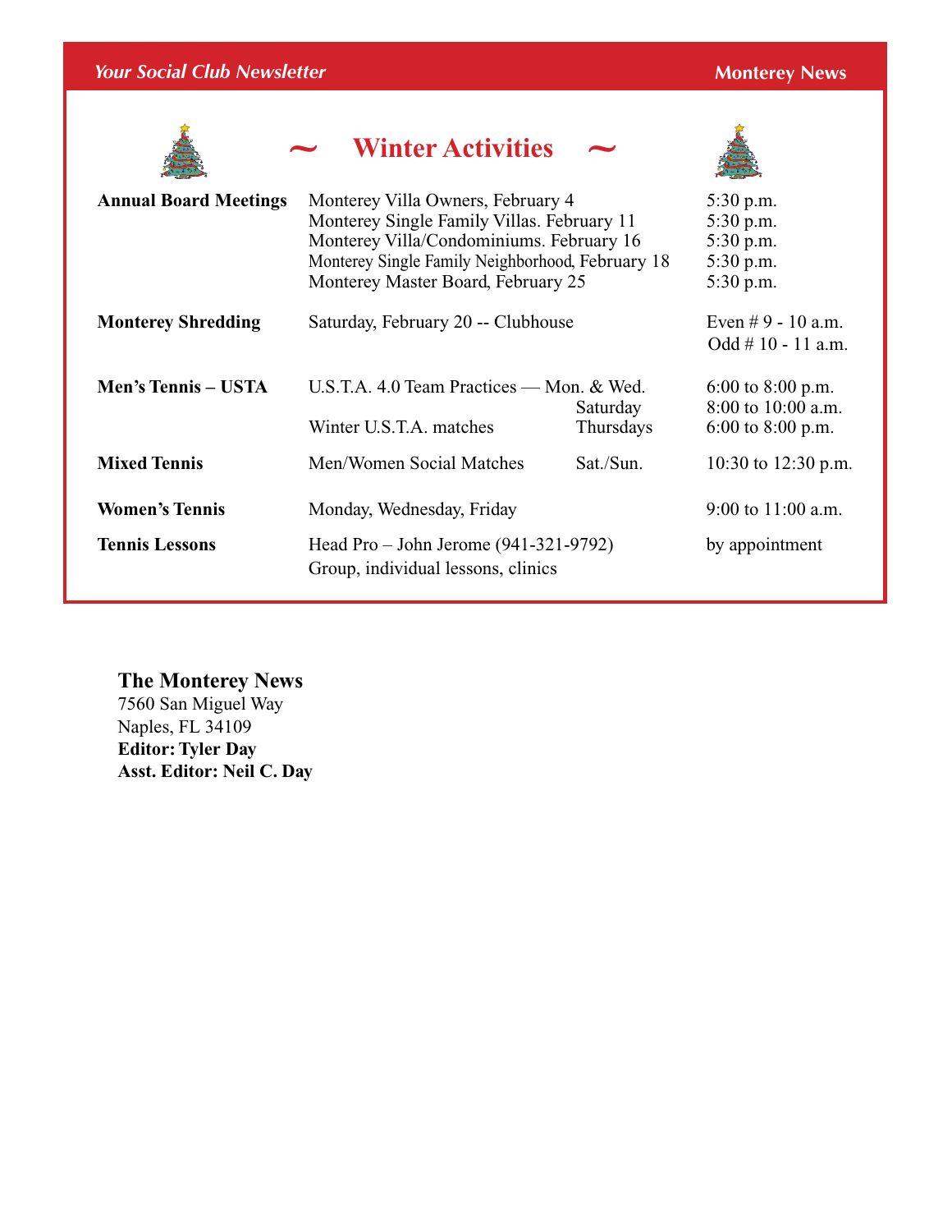## ~ Winter Activities ~

| | | | |
|---|---|---|---|
| **Annual Board Meetings** | Monterey Villa Owners, February 4 | | 5:30 p.m. |
| | Monterey Single Family Villas. February 11 | | 5:30 p.m. |
| | Monterey Villa/Condominiums. February 16 | | 5:30 p.m. |
| | Monterey Single Family Neighborhood, February 18 | | 5:30 p.m. |
| | Monterey Master Board, February 25 | | 5:30 p.m. |
| **Monterey Shredding** | Saturday, February 20 -- Clubhouse | | Even # 9 - 10 a.m. |
| | | | Odd # 10 - 11 a.m. |
| **Men's Tennis – USTA** | U.S.T.A. 4.0 Team Practices — Mon. & Wed. | | 6:00 to 8:00 p.m. |
| | | Saturday | 8:00 to 10:00 a.m. |
| | Winter U.S.T.A. matches | Thursdays | 6:00 to 8:00 p.m. |
| **Mixed Tennis** | Men/Women Social Matches | Sat./Sun. | 10:30 to 12:30 p.m. |
| **Women's Tennis** | Monday, Wednesday, Friday | | 9:00 to 11:00 a.m. |
| **Tennis Lessons** | Head Pro – John Jerome (941-321-9792)<br>Group, individual lessons, clinics | | by appointment |

**The Monterey News**
7560 San Miguel Way
Naples, FL 34109
**Editor: Tyler Day**
**Asst. Editor: Neil C. Day**